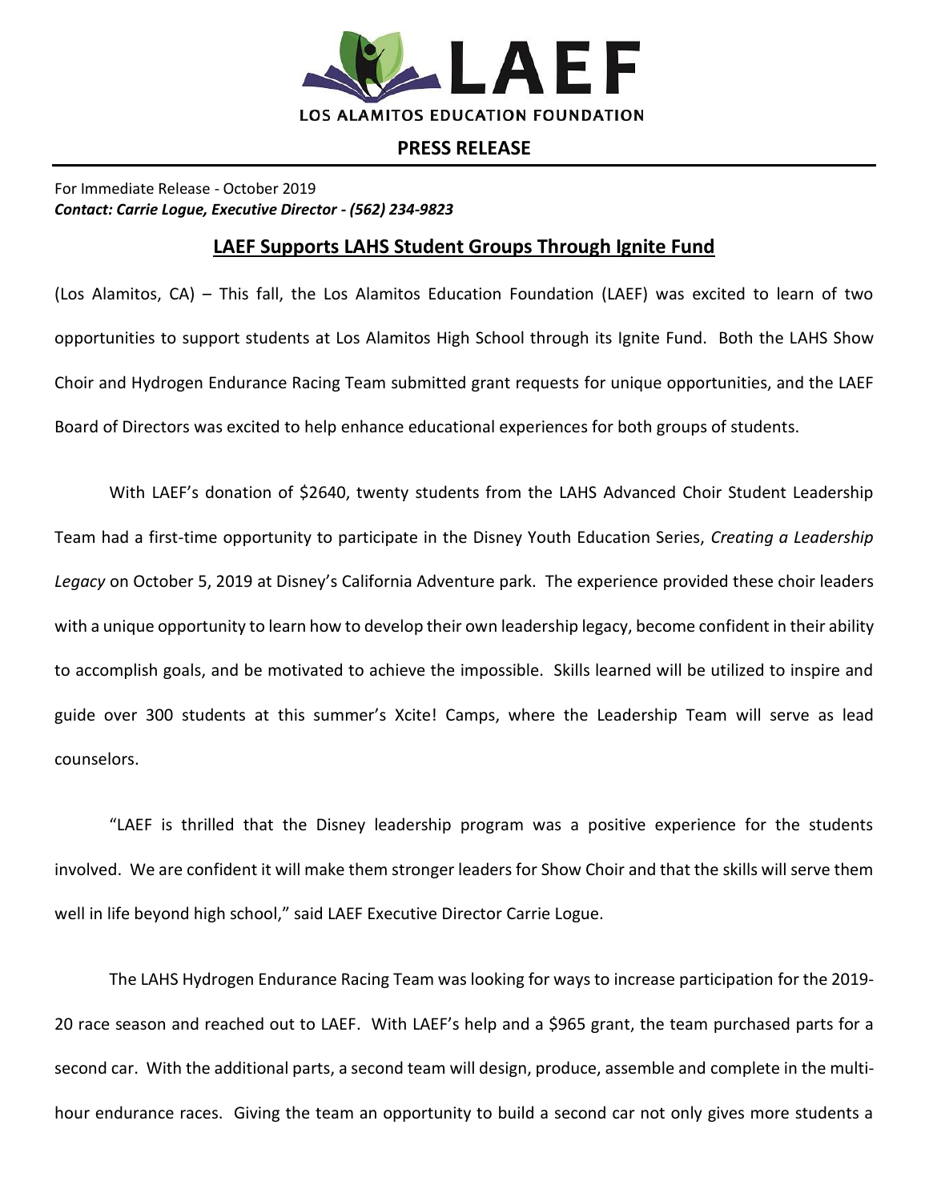LAEF

LOS ALAMITOS EDUCATION FOUNDATION

**PRESS RELEASE**

For Immediate Release - October 2019
***Contact: Carrie Logue, Executive Director - (562) 234-9823***

## LAEF Supports LAHS Student Groups Through Ignite Fund

(Los Alamitos, CA) – This fall, the Los Alamitos Education Foundation (LAEF) was excited to learn of two opportunities to support students at Los Alamitos High School through its Ignite Fund. Both the LAHS Show Choir and Hydrogen Endurance Racing Team submitted grant requests for unique opportunities, and the LAEF Board of Directors was excited to help enhance educational experiences for both groups of students.

With LAEF's donation of $2640, twenty students from the LAHS Advanced Choir Student Leadership Team had a first-time opportunity to participate in the Disney Youth Education Series, *Creating a Leadership Legacy* on October 5, 2019 at Disney's California Adventure park. The experience provided these choir leaders with a unique opportunity to learn how to develop their own leadership legacy, become confident in their ability to accomplish goals, and be motivated to achieve the impossible. Skills learned will be utilized to inspire and guide over 300 students at this summer's Xcite! Camps, where the Leadership Team will serve as lead counselors.

"LAEF is thrilled that the Disney leadership program was a positive experience for the students involved. We are confident it will make them stronger leaders for Show Choir and that the skills will serve them well in life beyond high school," said LAEF Executive Director Carrie Logue.

The LAHS Hydrogen Endurance Racing Team was looking for ways to increase participation for the 2019-20 race season and reached out to LAEF. With LAEF's help and a $965 grant, the team purchased parts for a second car. With the additional parts, a second team will design, produce, assemble and complete in the multi-hour endurance races. Giving the team an opportunity to build a second car not only gives more students a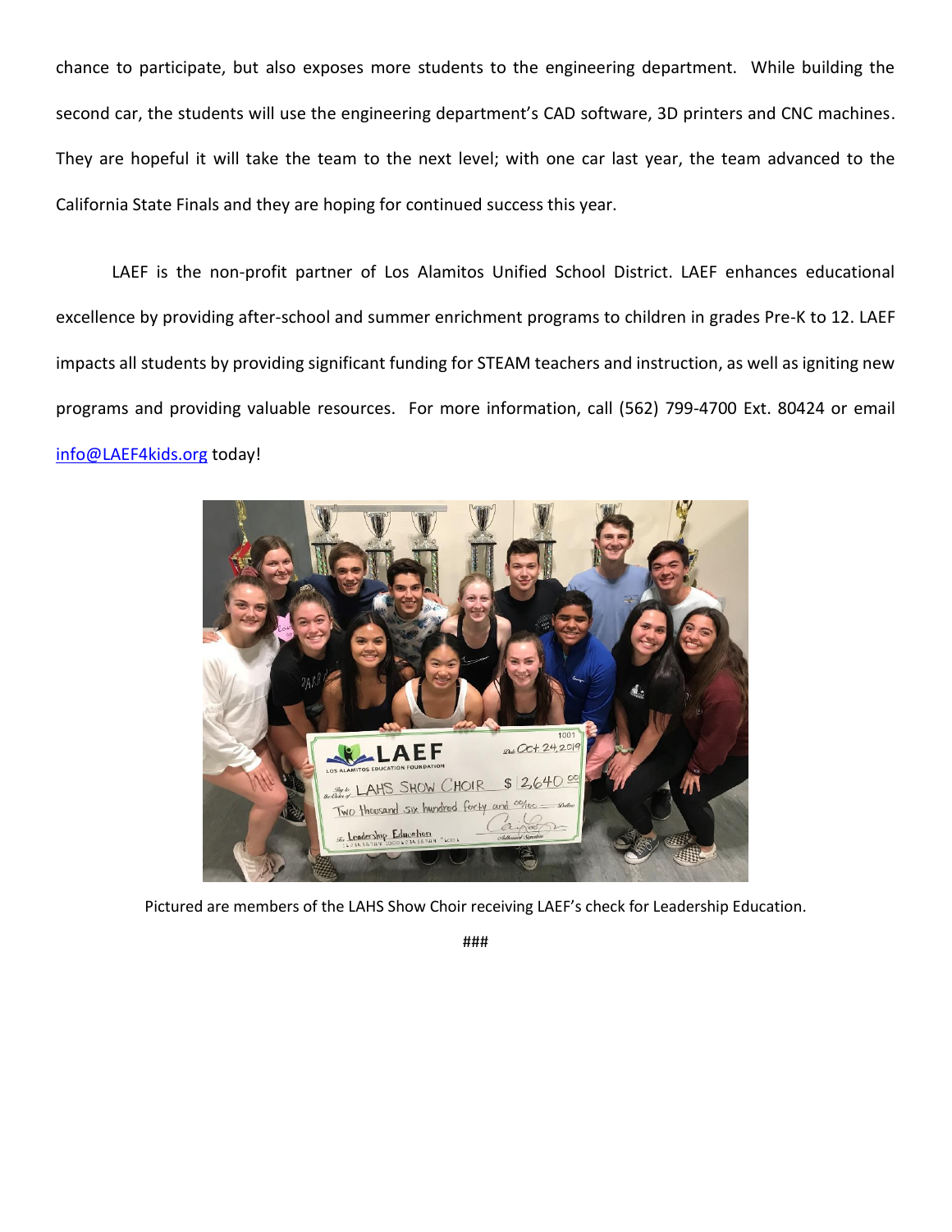chance to participate, but also exposes more students to the engineering department. While building the second car, the students will use the engineering department's CAD software, 3D printers and CNC machines. They are hopeful it will take the team to the next level; with one car last year, the team advanced to the California State Finals and they are hoping for continued success this year.

LAEF is the non-profit partner of Los Alamitos Unified School District. LAEF enhances educational excellence by providing after-school and summer enrichment programs to children in grades Pre-K to 12. LAEF impacts all students by providing significant funding for STEAM teachers and instruction, as well as igniting new programs and providing valuable resources. For more information, call (562) 799-4700 Ext. 80424 or email info@LAEF4kids.org today!

Pictured are members of the LAHS Show Choir receiving LAEF's check for Leadership Education.

###